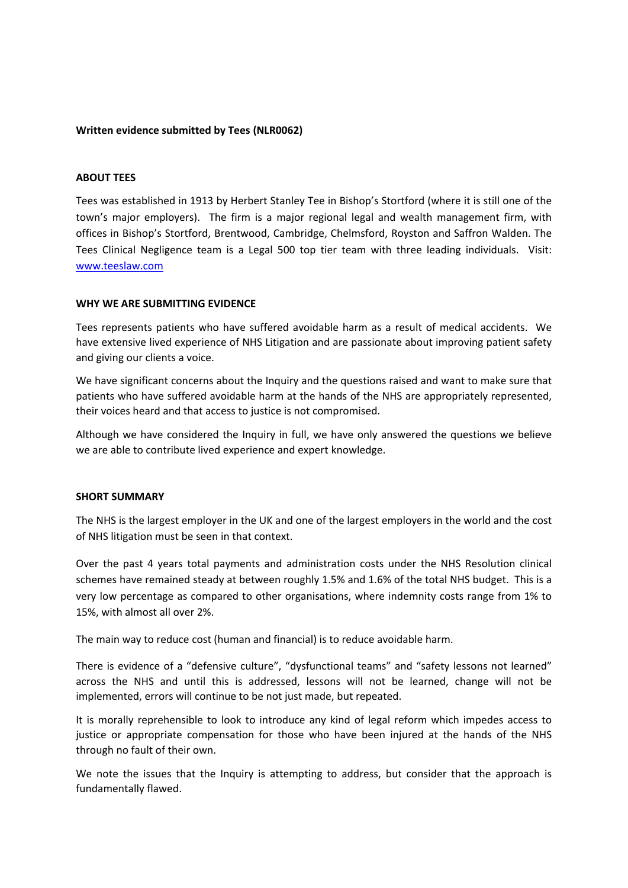**Written evidence submitted by Tees (NLR0062)**

## ABOUT TEES

Tees was established in 1913 by Herbert Stanley Tee in Bishop's Stortford (where it is still one of the town's major employers). The firm is a major regional legal and wealth management firm, with offices in Bishop's Stortford, Brentwood, Cambridge, Chelmsford, Royston and Saffron Walden. The Tees Clinical Negligence team is a Legal 500 top tier team with three leading individuals. Visit: [www.teeslaw.com](http://www.teeslaw.com)

## WHY WE ARE SUBMITTING EVIDENCE

Tees represents patients who have suffered avoidable harm as a result of medical accidents. We have extensive lived experience of NHS Litigation and are passionate about improving patient safety and giving our clients a voice.

We have significant concerns about the Inquiry and the questions raised and want to make sure that patients who have suffered avoidable harm at the hands of the NHS are appropriately represented, their voices heard and that access to justice is not compromised.

Although we have considered the Inquiry in full, we have only answered the questions we believe we are able to contribute lived experience and expert knowledge.

## SHORT SUMMARY

The NHS is the largest employer in the UK and one of the largest employers in the world and the cost of NHS litigation must be seen in that context.

Over the past 4 years total payments and administration costs under the NHS Resolution clinical schemes have remained steady at between roughly 1.5% and 1.6% of the total NHS budget. This is a very low percentage as compared to other organisations, where indemnity costs range from 1% to 15%, with almost all over 2%.

The main way to reduce cost (human and financial) is to reduce avoidable harm.

There is evidence of a "defensive culture", "dysfunctional teams" and "safety lessons not learned" across the NHS and until this is addressed, lessons will not be learned, change will not be implemented, errors will continue to be not just made, but repeated.

It is morally reprehensible to look to introduce any kind of legal reform which impedes access to justice or appropriate compensation for those who have been injured at the hands of the NHS through no fault of their own.

We note the issues that the Inquiry is attempting to address, but consider that the approach is fundamentally flawed.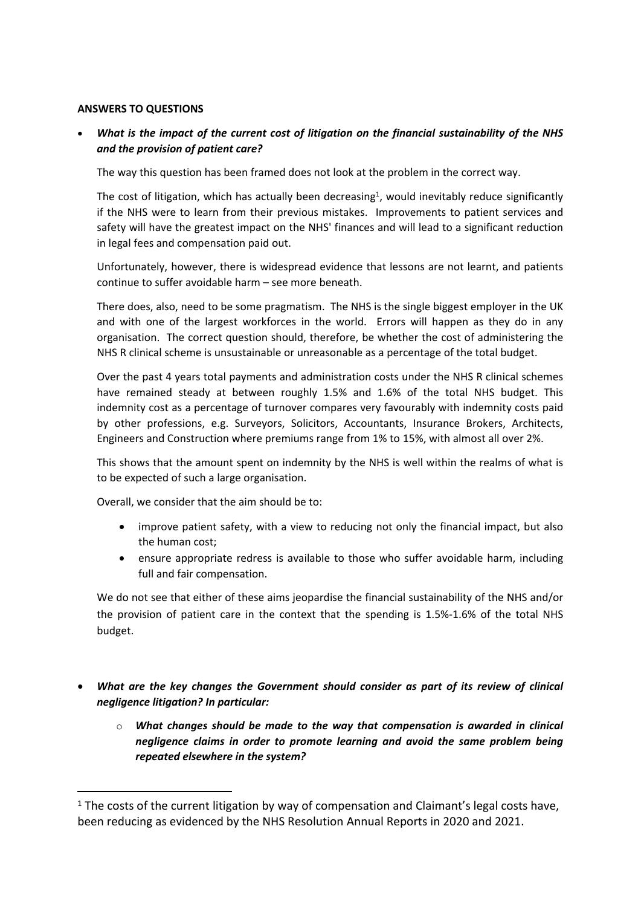**ANSWERS TO QUESTIONS**

- ***What is the impact of the current cost of litigation on the financial sustainability of the NHS and the provision of patient care?***

  The way this question has been framed does not look at the problem in the correct way.

  The cost of litigation, which has actually been decreasing[1], would inevitably reduce significantly if the NHS were to learn from their previous mistakes. Improvements to patient services and safety will have the greatest impact on the NHS' finances and will lead to a significant reduction in legal fees and compensation paid out.

  Unfortunately, however, there is widespread evidence that lessons are not learnt, and patients continue to suffer avoidable harm – see more beneath.

  There does, also, need to be some pragmatism. The NHS is the single biggest employer in the UK and with one of the largest workforces in the world. Errors will happen as they do in any organisation. The correct question should, therefore, be whether the cost of administering the NHS R clinical scheme is unsustainable or unreasonable as a percentage of the total budget.

  Over the past 4 years total payments and administration costs under the NHS R clinical schemes have remained steady at between roughly 1.5% and 1.6% of the total NHS budget. This indemnity cost as a percentage of turnover compares very favourably with indemnity costs paid by other professions, e.g. Surveyors, Solicitors, Accountants, Insurance Brokers, Architects, Engineers and Construction where premiums range from 1% to 15%, with almost all over 2%.

  This shows that the amount spent on indemnity by the NHS is well within the realms of what is to be expected of such a large organisation.

  Overall, we consider that the aim should be to:

  - improve patient safety, with a view to reducing not only the financial impact, but also the human cost;
  - ensure appropriate redress is available to those who suffer avoidable harm, including full and fair compensation.

  We do not see that either of these aims jeopardise the financial sustainability of the NHS and/or the provision of patient care in the context that the spending is 1.5%-1.6% of the total NHS budget.

- ***What are the key changes the Government should consider as part of its review of clinical negligence litigation? In particular:***

  - ***What changes should be made to the way that compensation is awarded in clinical negligence claims in order to promote learning and avoid the same problem being repeated elsewhere in the system?***

[1] The costs of the current litigation by way of compensation and Claimant's legal costs have, been reducing as evidenced by the NHS Resolution Annual Reports in 2020 and 2021.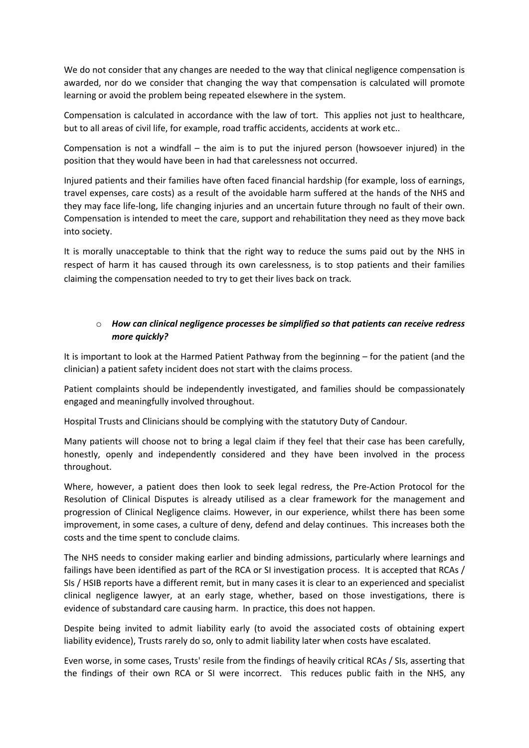We do not consider that any changes are needed to the way that clinical negligence compensation is awarded, nor do we consider that changing the way that compensation is calculated will promote learning or avoid the problem being repeated elsewhere in the system.

Compensation is calculated in accordance with the law of tort. This applies not just to healthcare, but to all areas of civil life, for example, road traffic accidents, accidents at work etc..

Compensation is not a windfall – the aim is to put the injured person (howsoever injured) in the position that they would have been in had that carelessness not occurred.

Injured patients and their families have often faced financial hardship (for example, loss of earnings, travel expenses, care costs) as a result of the avoidable harm suffered at the hands of the NHS and they may face life-long, life changing injuries and an uncertain future through no fault of their own. Compensation is intended to meet the care, support and rehabilitation they need as they move back into society.

It is morally unacceptable to think that the right way to reduce the sums paid out by the NHS in respect of harm it has caused through its own carelessness, is to stop patients and their families claiming the compensation needed to try to get their lives back on track.

- ***How can clinical negligence processes be simplified so that patients can receive redress more quickly?***

It is important to look at the Harmed Patient Pathway from the beginning – for the patient (and the clinician) a patient safety incident does not start with the claims process.

Patient complaints should be independently investigated, and families should be compassionately engaged and meaningfully involved throughout.

Hospital Trusts and Clinicians should be complying with the statutory Duty of Candour.

Many patients will choose not to bring a legal claim if they feel that their case has been carefully, honestly, openly and independently considered and they have been involved in the process throughout.

Where, however, a patient does then look to seek legal redress, the Pre-Action Protocol for the Resolution of Clinical Disputes is already utilised as a clear framework for the management and progression of Clinical Negligence claims. However, in our experience, whilst there has been some improvement, in some cases, a culture of deny, defend and delay continues. This increases both the costs and the time spent to conclude claims.

The NHS needs to consider making earlier and binding admissions, particularly where learnings and failings have been identified as part of the RCA or SI investigation process. It is accepted that RCAs / SIs / HSIB reports have a different remit, but in many cases it is clear to an experienced and specialist clinical negligence lawyer, at an early stage, whether, based on those investigations, there is evidence of substandard care causing harm. In practice, this does not happen.

Despite being invited to admit liability early (to avoid the associated costs of obtaining expert liability evidence), Trusts rarely do so, only to admit liability later when costs have escalated.

Even worse, in some cases, Trusts' resile from the findings of heavily critical RCAs / SIs, asserting that the findings of their own RCA or SI were incorrect. This reduces public faith in the NHS, any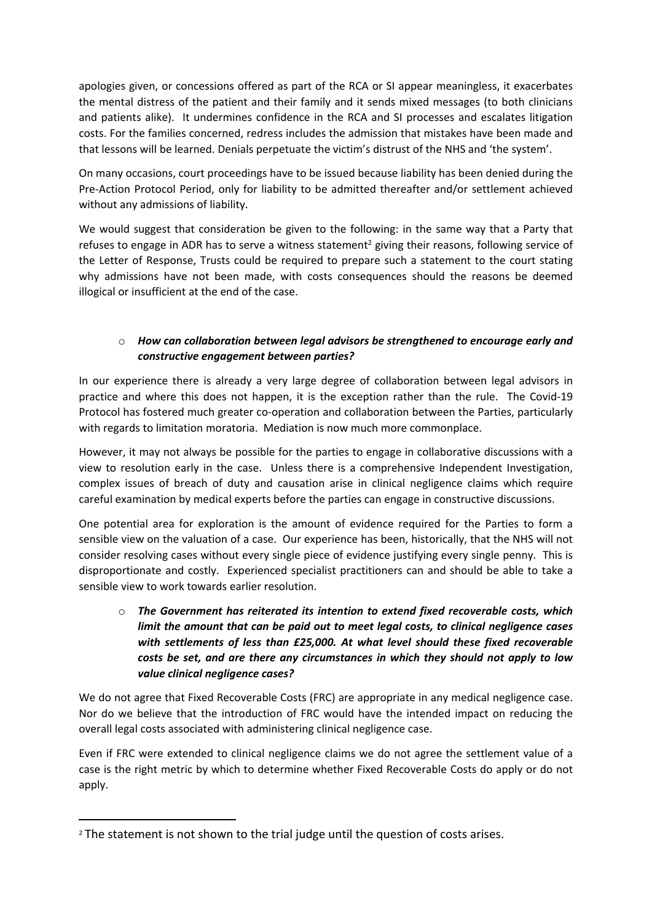apologies given, or concessions offered as part of the RCA or SI appear meaningless, it exacerbates the mental distress of the patient and their family and it sends mixed messages (to both clinicians and patients alike). It undermines confidence in the RCA and SI processes and escalates litigation costs. For the families concerned, redress includes the admission that mistakes have been made and that lessons will be learned. Denials perpetuate the victim's distrust of the NHS and 'the system'.

On many occasions, court proceedings have to be issued because liability has been denied during the Pre-Action Protocol Period, only for liability to be admitted thereafter and/or settlement achieved without any admissions of liability.

We would suggest that consideration be given to the following: in the same way that a Party that refuses to engage in ADR has to serve a witness statement[2] giving their reasons, following service of the Letter of Response, Trusts could be required to prepare such a statement to the court stating why admissions have not been made, with costs consequences should the reasons be deemed illogical or insufficient at the end of the case.

- ***How can collaboration between legal advisors be strengthened to encourage early and constructive engagement between parties?***

In our experience there is already a very large degree of collaboration between legal advisors in practice and where this does not happen, it is the exception rather than the rule. The Covid-19 Protocol has fostered much greater co-operation and collaboration between the Parties, particularly with regards to limitation moratoria. Mediation is now much more commonplace.

However, it may not always be possible for the parties to engage in collaborative discussions with a view to resolution early in the case. Unless there is a comprehensive Independent Investigation, complex issues of breach of duty and causation arise in clinical negligence claims which require careful examination by medical experts before the parties can engage in constructive discussions.

One potential area for exploration is the amount of evidence required for the Parties to form a sensible view on the valuation of a case. Our experience has been, historically, that the NHS will not consider resolving cases without every single piece of evidence justifying every single penny. This is disproportionate and costly. Experienced specialist practitioners can and should be able to take a sensible view to work towards earlier resolution.

- ***The Government has reiterated its intention to extend fixed recoverable costs, which limit the amount that can be paid out to meet legal costs, to clinical negligence cases with settlements of less than £25,000. At what level should these fixed recoverable costs be set, and are there any circumstances in which they should not apply to low value clinical negligence cases?***

We do not agree that Fixed Recoverable Costs (FRC) are appropriate in any medical negligence case. Nor do we believe that the introduction of FRC would have the intended impact on reducing the overall legal costs associated with administering clinical negligence case.

Even if FRC were extended to clinical negligence claims we do not agree the settlement value of a case is the right metric by which to determine whether Fixed Recoverable Costs do apply or do not apply.

[2] The statement is not shown to the trial judge until the question of costs arises.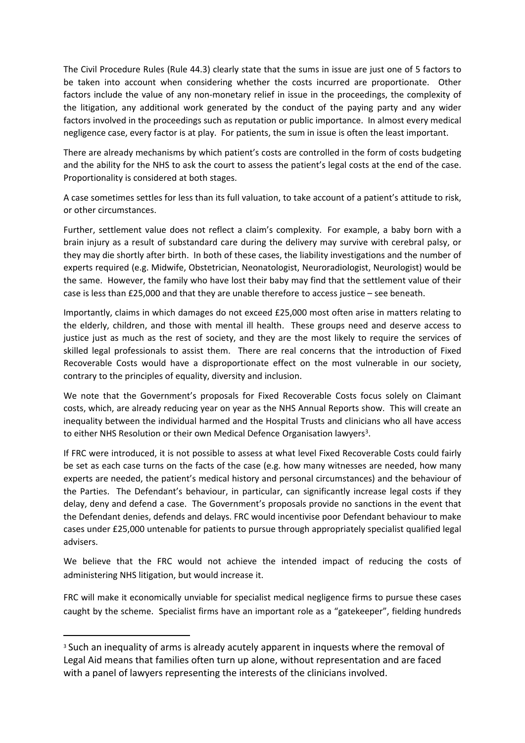The Civil Procedure Rules (Rule 44.3) clearly state that the sums in issue are just one of 5 factors to be taken into account when considering whether the costs incurred are proportionate. Other factors include the value of any non-monetary relief in issue in the proceedings, the complexity of the litigation, any additional work generated by the conduct of the paying party and any wider factors involved in the proceedings such as reputation or public importance. In almost every medical negligence case, every factor is at play. For patients, the sum in issue is often the least important.

There are already mechanisms by which patient's costs are controlled in the form of costs budgeting and the ability for the NHS to ask the court to assess the patient's legal costs at the end of the case. Proportionality is considered at both stages.

A case sometimes settles for less than its full valuation, to take account of a patient's attitude to risk, or other circumstances.

Further, settlement value does not reflect a claim's complexity. For example, a baby born with a brain injury as a result of substandard care during the delivery may survive with cerebral palsy, or they may die shortly after birth. In both of these cases, the liability investigations and the number of experts required (e.g. Midwife, Obstetrician, Neonatologist, Neuroradiologist, Neurologist) would be the same. However, the family who have lost their baby may find that the settlement value of their case is less than £25,000 and that they are unable therefore to access justice – see beneath.

Importantly, claims in which damages do not exceed £25,000 most often arise in matters relating to the elderly, children, and those with mental ill health. These groups need and deserve access to justice just as much as the rest of society, and they are the most likely to require the services of skilled legal professionals to assist them. There are real concerns that the introduction of Fixed Recoverable Costs would have a disproportionate effect on the most vulnerable in our society, contrary to the principles of equality, diversity and inclusion.

We note that the Government's proposals for Fixed Recoverable Costs focus solely on Claimant costs, which, are already reducing year on year as the NHS Annual Reports show. This will create an inequality between the individual harmed and the Hospital Trusts and clinicians who all have access to either NHS Resolution or their own Medical Defence Organisation lawyers[3].

If FRC were introduced, it is not possible to assess at what level Fixed Recoverable Costs could fairly be set as each case turns on the facts of the case (e.g. how many witnesses are needed, how many experts are needed, the patient's medical history and personal circumstances) and the behaviour of the Parties. The Defendant's behaviour, in particular, can significantly increase legal costs if they delay, deny and defend a case. The Government's proposals provide no sanctions in the event that the Defendant denies, defends and delays. FRC would incentivise poor Defendant behaviour to make cases under £25,000 untenable for patients to pursue through appropriately specialist qualified legal advisers.

We believe that the FRC would not achieve the intended impact of reducing the costs of administering NHS litigation, but would increase it.

FRC will make it economically unviable for specialist medical negligence firms to pursue these cases caught by the scheme. Specialist firms have an important role as a "gatekeeper", fielding hundreds

[3] Such an inequality of arms is already acutely apparent in inquests where the removal of Legal Aid means that families often turn up alone, without representation and are faced with a panel of lawyers representing the interests of the clinicians involved.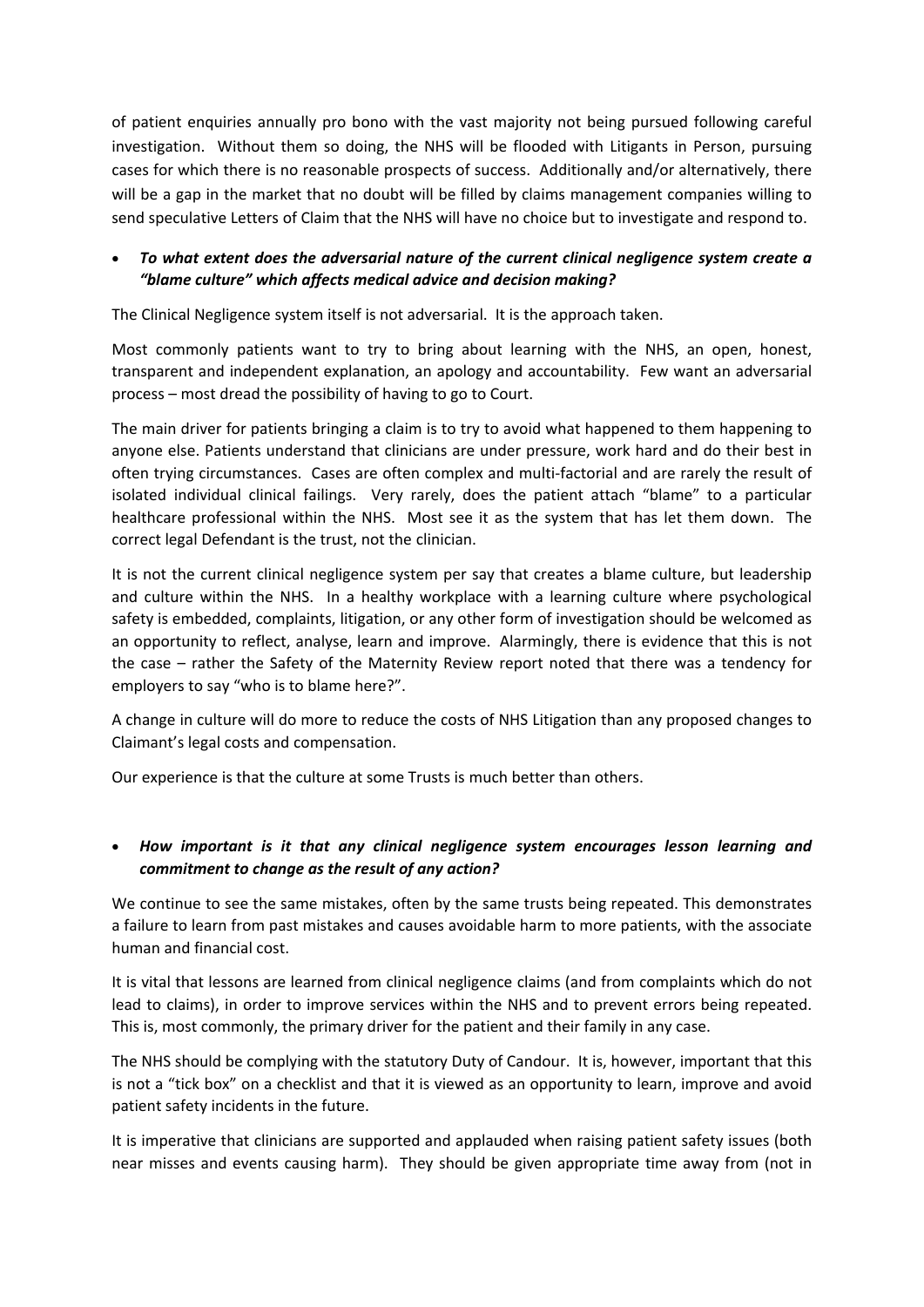of patient enquiries annually pro bono with the vast majority not being pursued following careful investigation. Without them so doing, the NHS will be flooded with Litigants in Person, pursuing cases for which there is no reasonable prospects of success. Additionally and/or alternatively, there will be a gap in the market that no doubt will be filled by claims management companies willing to send speculative Letters of Claim that the NHS will have no choice but to investigate and respond to.

- ***To what extent does the adversarial nature of the current clinical negligence system create a "blame culture" which affects medical advice and decision making?***

The Clinical Negligence system itself is not adversarial. It is the approach taken.

Most commonly patients want to try to bring about learning with the NHS, an open, honest, transparent and independent explanation, an apology and accountability. Few want an adversarial process – most dread the possibility of having to go to Court.

The main driver for patients bringing a claim is to try to avoid what happened to them happening to anyone else. Patients understand that clinicians are under pressure, work hard and do their best in often trying circumstances. Cases are often complex and multi-factorial and are rarely the result of isolated individual clinical failings. Very rarely, does the patient attach "blame" to a particular healthcare professional within the NHS. Most see it as the system that has let them down. The correct legal Defendant is the trust, not the clinician.

It is not the current clinical negligence system per say that creates a blame culture, but leadership and culture within the NHS. In a healthy workplace with a learning culture where psychological safety is embedded, complaints, litigation, or any other form of investigation should be welcomed as an opportunity to reflect, analyse, learn and improve. Alarmingly, there is evidence that this is not the case – rather the Safety of the Maternity Review report noted that there was a tendency for employers to say "who is to blame here?".

A change in culture will do more to reduce the costs of NHS Litigation than any proposed changes to Claimant's legal costs and compensation.

Our experience is that the culture at some Trusts is much better than others.

- ***How important is it that any clinical negligence system encourages lesson learning and commitment to change as the result of any action?***

We continue to see the same mistakes, often by the same trusts being repeated. This demonstrates a failure to learn from past mistakes and causes avoidable harm to more patients, with the associate human and financial cost.

It is vital that lessons are learned from clinical negligence claims (and from complaints which do not lead to claims), in order to improve services within the NHS and to prevent errors being repeated. This is, most commonly, the primary driver for the patient and their family in any case.

The NHS should be complying with the statutory Duty of Candour. It is, however, important that this is not a "tick box" on a checklist and that it is viewed as an opportunity to learn, improve and avoid patient safety incidents in the future.

It is imperative that clinicians are supported and applauded when raising patient safety issues (both near misses and events causing harm). They should be given appropriate time away from (not in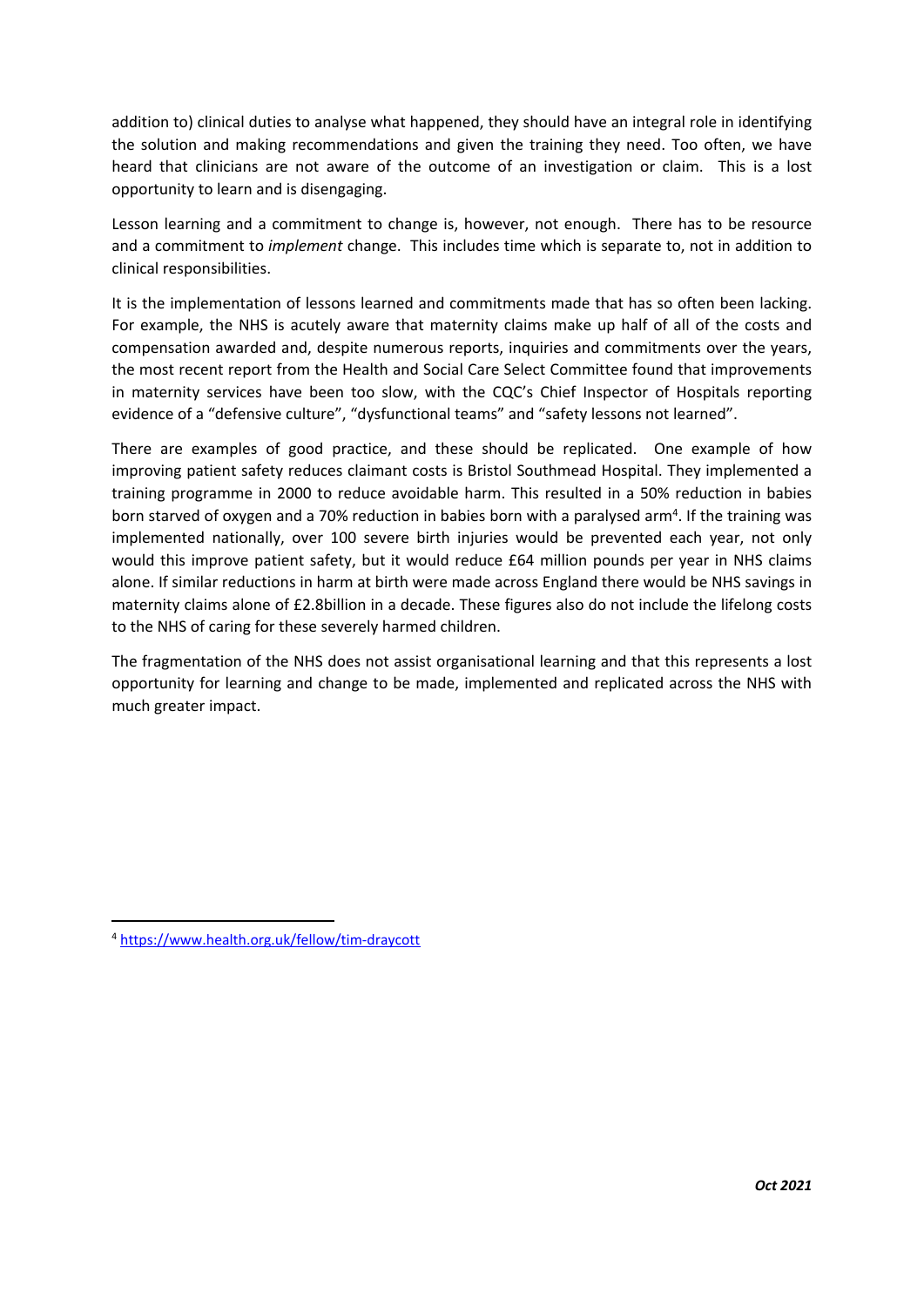addition to) clinical duties to analyse what happened, they should have an integral role in identifying the solution and making recommendations and given the training they need. Too often, we have heard that clinicians are not aware of the outcome of an investigation or claim. This is a lost opportunity to learn and is disengaging.

Lesson learning and a commitment to change is, however, not enough. There has to be resource and a commitment to *implement* change. This includes time which is separate to, not in addition to clinical responsibilities.

It is the implementation of lessons learned and commitments made that has so often been lacking. For example, the NHS is acutely aware that maternity claims make up half of all of the costs and compensation awarded and, despite numerous reports, inquiries and commitments over the years, the most recent report from the Health and Social Care Select Committee found that improvements in maternity services have been too slow, with the CQC's Chief Inspector of Hospitals reporting evidence of a "defensive culture", "dysfunctional teams" and "safety lessons not learned".

There are examples of good practice, and these should be replicated. One example of how improving patient safety reduces claimant costs is Bristol Southmead Hospital. They implemented a training programme in 2000 to reduce avoidable harm. This resulted in a 50% reduction in babies born starved of oxygen and a 70% reduction in babies born with a paralysed arm[4]. If the training was implemented nationally, over 100 severe birth injuries would be prevented each year, not only would this improve patient safety, but it would reduce £64 million pounds per year in NHS claims alone. If similar reductions in harm at birth were made across England there would be NHS savings in maternity claims alone of £2.8billion in a decade. These figures also do not include the lifelong costs to the NHS of caring for these severely harmed children.

The fragmentation of the NHS does not assist organisational learning and that this represents a lost opportunity for learning and change to be made, implemented and replicated across the NHS with much greater impact.

[4] https://www.health.org.uk/fellow/tim-draycott

***Oct 2021***